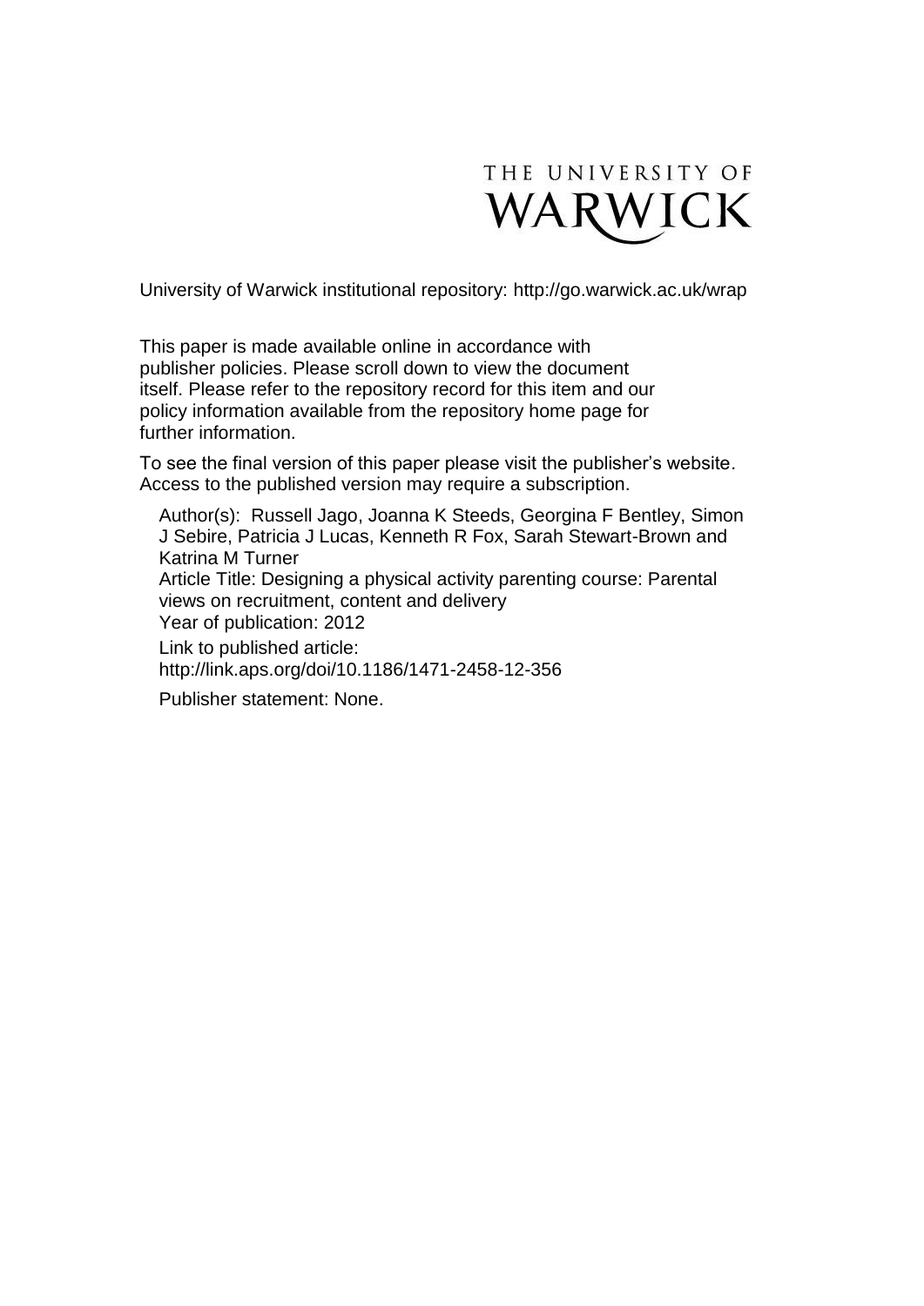THE UNIVERSITY OF WARWICK

University of Warwick institutional repository: http://go.warwick.ac.uk/wrap

This paper is made available online in accordance with publisher policies. Please scroll down to view the document itself. Please refer to the repository record for this item and our policy information available from the repository home page for further information.

To see the final version of this paper please visit the publisher's website. Access to the published version may require a subscription.

Author(s): Russell Jago, Joanna K Steeds, Georgina F Bentley, Simon J Sebire, Patricia J Lucas, Kenneth R Fox, Sarah Stewart-Brown and Katrina M Turner

Article Title: Designing a physical activity parenting course: Parental views on recruitment, content and delivery

Year of publication: 2012

Link to published article:
http://link.aps.org/doi/10.1186/1471-2458-12-356

Publisher statement: None.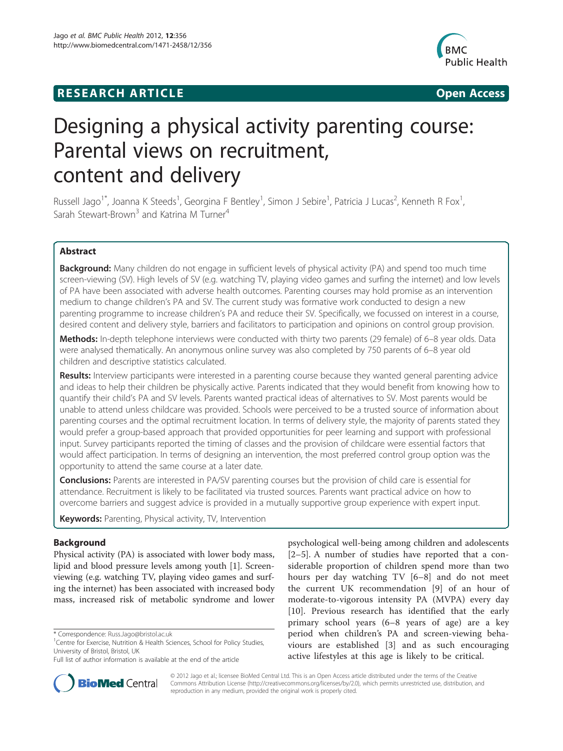# Designing a physical activity parenting course: Parental views on recruitment, content and delivery

Russell Jago[1*], Joanna K Steeds[1], Georgina F Bentley[1], Simon J Sebire[1], Patricia J Lucas[2], Kenneth R Fox[1], Sarah Stewart-Brown[3] and Katrina M Turner[4]

## Abstract

**Background:** Many children do not engage in sufficient levels of physical activity (PA) and spend too much time screen-viewing (SV). High levels of SV (e.g. watching TV, playing video games and surfing the internet) and low levels of PA have been associated with adverse health outcomes. Parenting courses may hold promise as an intervention medium to change children's PA and SV. The current study was formative work conducted to design a new parenting programme to increase children's PA and reduce their SV. Specifically, we focussed on interest in a course, desired content and delivery style, barriers and facilitators to participation and opinions on control group provision.

**Methods:** In-depth telephone interviews were conducted with thirty two parents (29 female) of 6–8 year olds. Data were analysed thematically. An anonymous online survey was also completed by 750 parents of 6–8 year old children and descriptive statistics calculated.

**Results:** Interview participants were interested in a parenting course because they wanted general parenting advice and ideas to help their children be physically active. Parents indicated that they would benefit from knowing how to quantify their child's PA and SV levels. Parents wanted practical ideas of alternatives to SV. Most parents would be unable to attend unless childcare was provided. Schools were perceived to be a trusted source of information about parenting courses and the optimal recruitment location. In terms of delivery style, the majority of parents stated they would prefer a group-based approach that provided opportunities for peer learning and support with professional input. Survey participants reported the timing of classes and the provision of childcare were essential factors that would affect participation. In terms of designing an intervention, the most preferred control group option was the opportunity to attend the same course at a later date.

**Conclusions:** Parents are interested in PA/SV parenting courses but the provision of child care is essential for attendance. Recruitment is likely to be facilitated via trusted sources. Parents want practical advice on how to overcome barriers and suggest advice is provided in a mutually supportive group experience with expert input.

**Keywords:** Parenting, Physical activity, TV, Intervention

## Background

Physical activity (PA) is associated with lower body mass, lipid and blood pressure levels among youth [1]. Screen-viewing (e.g. watching TV, playing video games and surfing the internet) has been associated with increased body mass, increased risk of metabolic syndrome and lower psychological well-being among children and adolescents [2–5]. A number of studies have reported that a considerable proportion of children spend more than two hours per day watching TV [6–8] and do not meet the current UK recommendation [9] of an hour of moderate-to-vigorous intensity PA (MVPA) every day [10]. Previous research has identified that the early primary school years (6–8 years of age) are a key period when children's PA and screen-viewing behaviours are established [3] and as such encouraging active lifestyles at this age is likely to be critical.

\* Correspondence: Russ.Jago@bristol.ac.uk
[1]Centre for Exercise, Nutrition & Health Sciences, School for Policy Studies, University of Bristol, Bristol, UK
Full list of author information is available at the end of the article

© 2012 Jago et al.; licensee BioMed Central Ltd. This is an Open Access article distributed under the terms of the Creative Commons Attribution License (http://creativecommons.org/licenses/by/2.0), which permits unrestricted use, distribution, and reproduction in any medium, provided the original work is properly cited.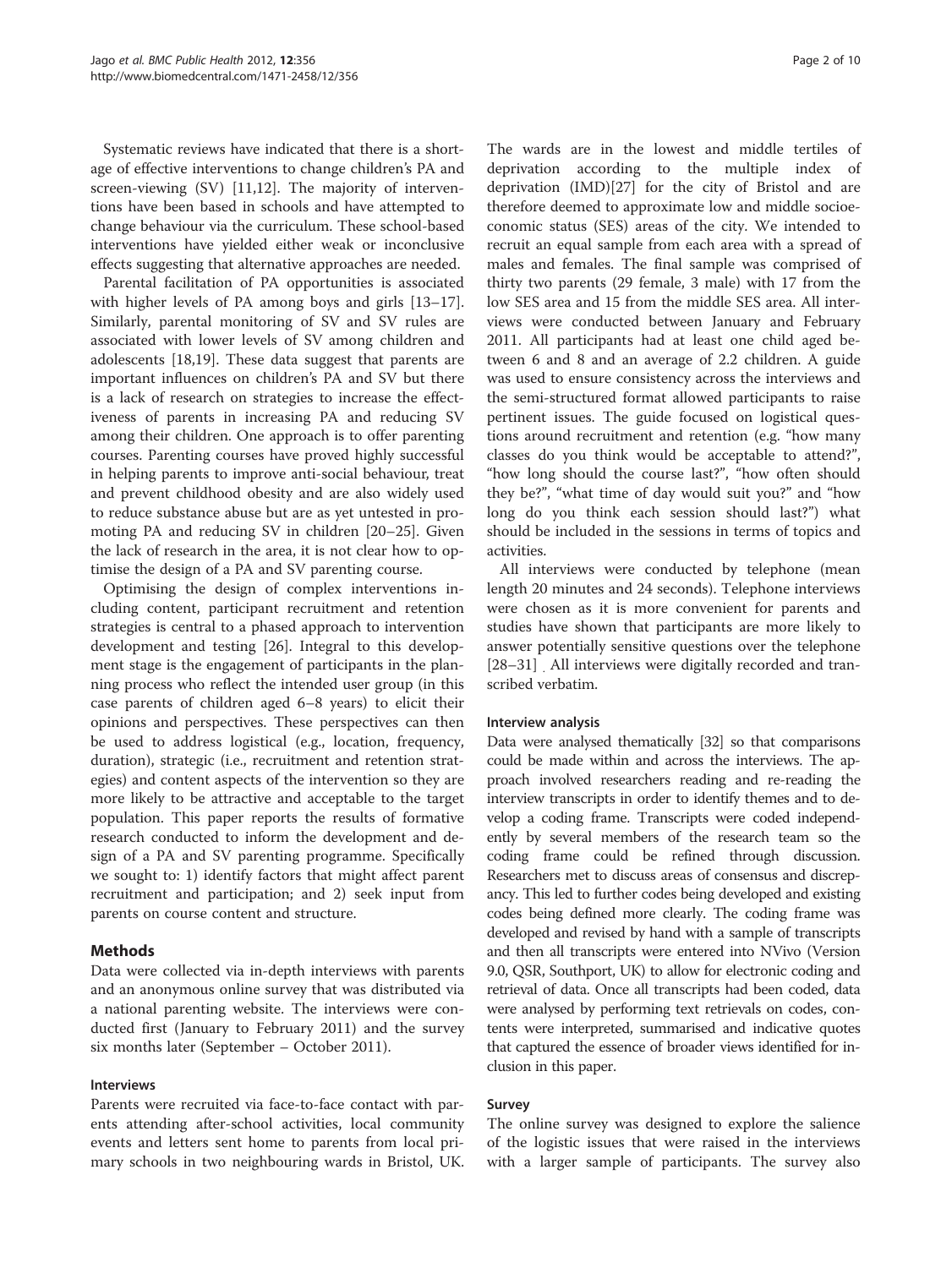Systematic reviews have indicated that there is a shortage of effective interventions to change children's PA and screen-viewing (SV) [11,12]. The majority of interventions have been based in schools and have attempted to change behaviour via the curriculum. These school-based interventions have yielded either weak or inconclusive effects suggesting that alternative approaches are needed.

Parental facilitation of PA opportunities is associated with higher levels of PA among boys and girls [13–17]. Similarly, parental monitoring of SV and SV rules are associated with lower levels of SV among children and adolescents [18,19]. These data suggest that parents are important influences on children's PA and SV but there is a lack of research on strategies to increase the effectiveness of parents in increasing PA and reducing SV among their children. One approach is to offer parenting courses. Parenting courses have proved highly successful in helping parents to improve anti-social behaviour, treat and prevent childhood obesity and are also widely used to reduce substance abuse but are as yet untested in promoting PA and reducing SV in children [20–25]. Given the lack of research in the area, it is not clear how to optimise the design of a PA and SV parenting course.

Optimising the design of complex interventions including content, participant recruitment and retention strategies is central to a phased approach to intervention development and testing [26]. Integral to this development stage is the engagement of participants in the planning process who reflect the intended user group (in this case parents of children aged 6–8 years) to elicit their opinions and perspectives. These perspectives can then be used to address logistical (e.g., location, frequency, duration), strategic (i.e., recruitment and retention strategies) and content aspects of the intervention so they are more likely to be attractive and acceptable to the target population. This paper reports the results of formative research conducted to inform the development and design of a PA and SV parenting programme. Specifically we sought to: 1) identify factors that might affect parent recruitment and participation; and 2) seek input from parents on course content and structure.

## Methods

Data were collected via in-depth interviews with parents and an anonymous online survey that was distributed via a national parenting website. The interviews were conducted first (January to February 2011) and the survey six months later (September – October 2011).

### Interviews

Parents were recruited via face-to-face contact with parents attending after-school activities, local community events and letters sent home to parents from local primary schools in two neighbouring wards in Bristol, UK. The wards are in the lowest and middle tertiles of deprivation according to the multiple index of deprivation (IMD)[27] for the city of Bristol and are therefore deemed to approximate low and middle socioeconomic status (SES) areas of the city. We intended to recruit an equal sample from each area with a spread of males and females. The final sample was comprised of thirty two parents (29 female, 3 male) with 17 from the low SES area and 15 from the middle SES area. All interviews were conducted between January and February 2011. All participants had at least one child aged between 6 and 8 and an average of 2.2 children. A guide was used to ensure consistency across the interviews and the semi-structured format allowed participants to raise pertinent issues. The guide focused on logistical questions around recruitment and retention (e.g. "how many classes do you think would be acceptable to attend?", "how long should the course last?", "how often should they be?", "what time of day would suit you?" and "how long do you think each session should last?") what should be included in the sessions in terms of topics and activities.

All interviews were conducted by telephone (mean length 20 minutes and 24 seconds). Telephone interviews were chosen as it is more convenient for parents and studies have shown that participants are more likely to answer potentially sensitive questions over the telephone [28–31] . All interviews were digitally recorded and transcribed verbatim.

### Interview analysis

Data were analysed thematically [32] so that comparisons could be made within and across the interviews. The approach involved researchers reading and re-reading the interview transcripts in order to identify themes and to develop a coding frame. Transcripts were coded independently by several members of the research team so the coding frame could be refined through discussion. Researchers met to discuss areas of consensus and discrepancy. This led to further codes being developed and existing codes being defined more clearly. The coding frame was developed and revised by hand with a sample of transcripts and then all transcripts were entered into NVivo (Version 9.0, QSR, Southport, UK) to allow for electronic coding and retrieval of data. Once all transcripts had been coded, data were analysed by performing text retrievals on codes, contents were interpreted, summarised and indicative quotes that captured the essence of broader views identified for inclusion in this paper.

### Survey

The online survey was designed to explore the salience of the logistic issues that were raised in the interviews with a larger sample of participants. The survey also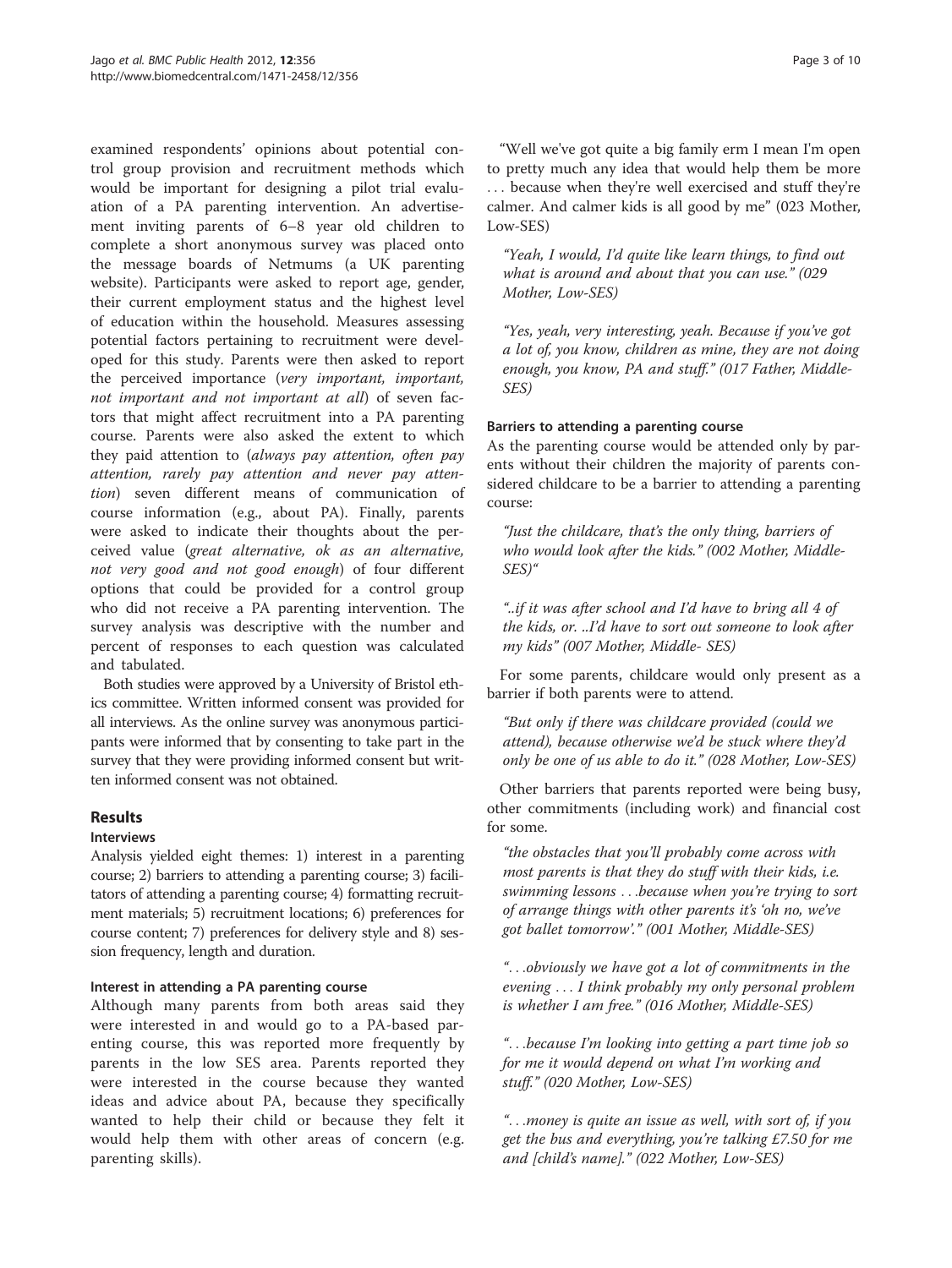examined respondents' opinions about potential control group provision and recruitment methods which would be important for designing a pilot trial evaluation of a PA parenting intervention. An advertisement inviting parents of 6–8 year old children to complete a short anonymous survey was placed onto the message boards of Netmums (a UK parenting website). Participants were asked to report age, gender, their current employment status and the highest level of education within the household. Measures assessing potential factors pertaining to recruitment were developed for this study. Parents were then asked to report the perceived importance (*very important, important, not important and not important at all*) of seven factors that might affect recruitment into a PA parenting course. Parents were also asked the extent to which they paid attention to (*always pay attention, often pay attention, rarely pay attention and never pay attention*) seven different means of communication of course information (e.g., about PA). Finally, parents were asked to indicate their thoughts about the perceived value (*great alternative, ok as an alternative, not very good and not good enough*) of four different options that could be provided for a control group who did not receive a PA parenting intervention. The survey analysis was descriptive with the number and percent of responses to each question was calculated and tabulated.

Both studies were approved by a University of Bristol ethics committee. Written informed consent was provided for all interviews. As the online survey was anonymous participants were informed that by consenting to take part in the survey that they were providing informed consent but written informed consent was not obtained.

## Results

### Interviews

Analysis yielded eight themes: 1) interest in a parenting course; 2) barriers to attending a parenting course; 3) facilitators of attending a parenting course; 4) formatting recruitment materials; 5) recruitment locations; 6) preferences for course content; 7) preferences for delivery style and 8) session frequency, length and duration.

#### Interest in attending a PA parenting course

Although many parents from both areas said they were interested in and would go to a PA-based parenting course, this was reported more frequently by parents in the low SES area. Parents reported they were interested in the course because they wanted ideas and advice about PA, because they specifically wanted to help their child or because they felt it would help them with other areas of concern (e.g. parenting skills).

"Well we've got quite a big family erm I mean I'm open to pretty much any idea that would help them be more . . . because when they're well exercised and stuff they're calmer. And calmer kids is all good by me" (023 Mother, Low-SES)

> *"Yeah, I would, I'd quite like learn things, to find out what is around and about that you can use." (029 Mother, Low-SES)*

> *"Yes, yeah, very interesting, yeah. Because if you've got a lot of, you know, children as mine, they are not doing enough, you know, PA and stuff." (017 Father, Middle-SES)*

#### Barriers to attending a parenting course

As the parenting course would be attended only by parents without their children the majority of parents considered childcare to be a barrier to attending a parenting course:

> *"Just the childcare, that's the only thing, barriers of who would look after the kids." (002 Mother, Middle-SES)"*

> *"..if it was after school and I'd have to bring all 4 of the kids, or. ..I'd have to sort out someone to look after my kids" (007 Mother, Middle- SES)*

For some parents, childcare would only present as a barrier if both parents were to attend.

> *"But only if there was childcare provided (could we attend), because otherwise we'd be stuck where they'd only be one of us able to do it." (028 Mother, Low-SES)*

Other barriers that parents reported were being busy, other commitments (including work) and financial cost for some.

> *"the obstacles that you'll probably come across with most parents is that they do stuff with their kids, i.e. swimming lessons . . .because when you're trying to sort of arrange things with other parents it's 'oh no, we've got ballet tomorrow'." (001 Mother, Middle-SES)*

> *". . .obviously we have got a lot of commitments in the evening . . . I think probably my only personal problem is whether I am free." (016 Mother, Middle-SES)*

> *". . .because I'm looking into getting a part time job so for me it would depend on what I'm working and stuff." (020 Mother, Low-SES)*

> *". . .money is quite an issue as well, with sort of, if you get the bus and everything, you're talking £7.50 for me and [child's name]." (022 Mother, Low-SES)*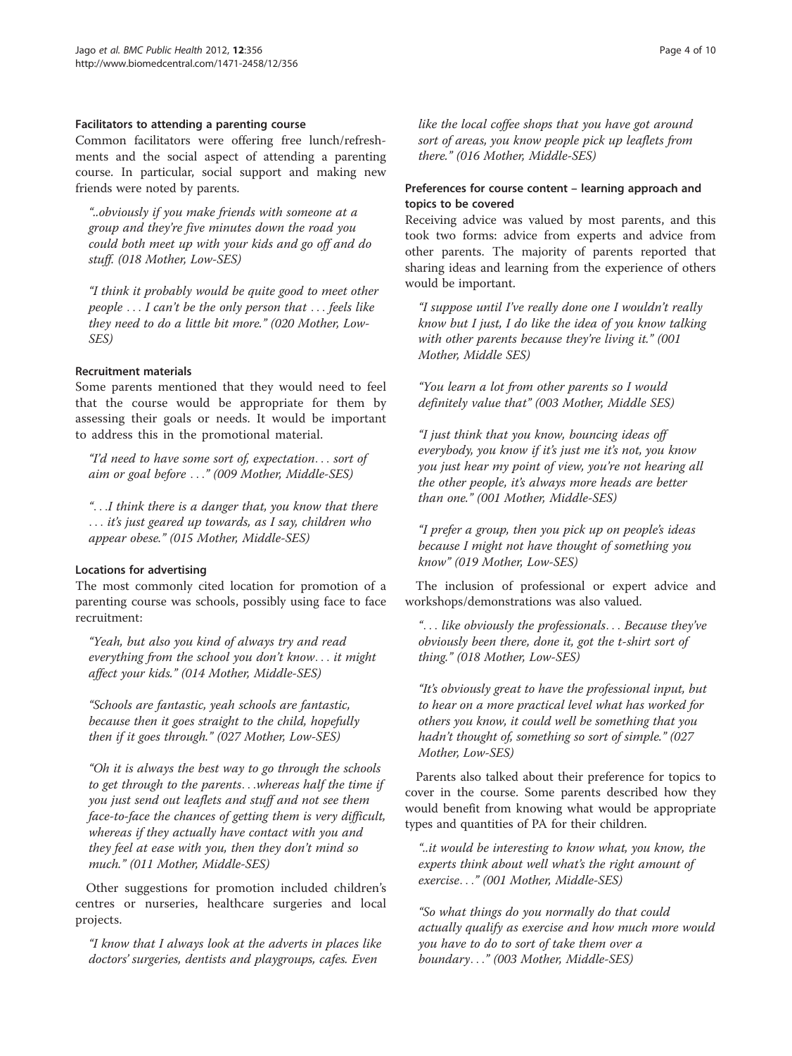#### Facilitators to attending a parenting course

Common facilitators were offering free lunch/refreshments and the social aspect of attending a parenting course. In particular, social support and making new friends were noted by parents.

> *"..obviously if you make friends with someone at a group and they're five minutes down the road you could both meet up with your kids and go off and do stuff. (018 Mother, Low-SES)*

> *"I think it probably would be quite good to meet other people … I can't be the only person that … feels like they need to do a little bit more." (020 Mother, Low-SES)*

#### Recruitment materials

Some parents mentioned that they would need to feel that the course would be appropriate for them by assessing their goals or needs. It would be important to address this in the promotional material.

> *"I'd need to have some sort of, expectation… sort of aim or goal before …" (009 Mother, Middle-SES)*

> *"…I think there is a danger that, you know that there … it's just geared up towards, as I say, children who appear obese." (015 Mother, Middle-SES)*

#### Locations for advertising

The most commonly cited location for promotion of a parenting course was schools, possibly using face to face recruitment:

> *"Yeah, but also you kind of always try and read everything from the school you don't know… it might affect your kids." (014 Mother, Middle-SES)*

> *"Schools are fantastic, yeah schools are fantastic, because then it goes straight to the child, hopefully then if it goes through." (027 Mother, Low-SES)*

> *"Oh it is always the best way to go through the schools to get through to the parents…whereas half the time if you just send out leaflets and stuff and not see them face-to-face the chances of getting them is very difficult, whereas if they actually have contact with you and they feel at ease with you, then they don't mind so much." (011 Mother, Middle-SES)*

Other suggestions for promotion included children's centres or nurseries, healthcare surgeries and local projects.

> *"I know that I always look at the adverts in places like doctors' surgeries, dentists and playgroups, cafes. Even like the local coffee shops that you have got around sort of areas, you know people pick up leaflets from there." (016 Mother, Middle-SES)*

#### Preferences for course content – learning approach and topics to be covered

Receiving advice was valued by most parents, and this took two forms: advice from experts and advice from other parents. The majority of parents reported that sharing ideas and learning from the experience of others would be important.

> *"I suppose until I've really done one I wouldn't really know but I just, I do like the idea of you know talking with other parents because they're living it." (001 Mother, Middle SES)*

> *"You learn a lot from other parents so I would definitely value that" (003 Mother, Middle SES)*

> *"I just think that you know, bouncing ideas off everybody, you know if it's just me it's not, you know you just hear my point of view, you're not hearing all the other people, it's always more heads are better than one." (001 Mother, Middle-SES)*

> *"I prefer a group, then you pick up on people's ideas because I might not have thought of something you know" (019 Mother, Low-SES)*

The inclusion of professional or expert advice and workshops/demonstrations was also valued.

> *"… like obviously the professionals… Because they've obviously been there, done it, got the t-shirt sort of thing." (018 Mother, Low-SES)*

> *"It's obviously great to have the professional input, but to hear on a more practical level what has worked for others you know, it could well be something that you hadn't thought of, something so sort of simple." (027 Mother, Low-SES)*

Parents also talked about their preference for topics to cover in the course. Some parents described how they would benefit from knowing what would be appropriate types and quantities of PA for their children.

> *"..it would be interesting to know what, you know, the experts think about well what's the right amount of exercise…" (001 Mother, Middle-SES)*

> *"So what things do you normally do that could actually qualify as exercise and how much more would you have to do to sort of take them over a boundary…" (003 Mother, Middle-SES)*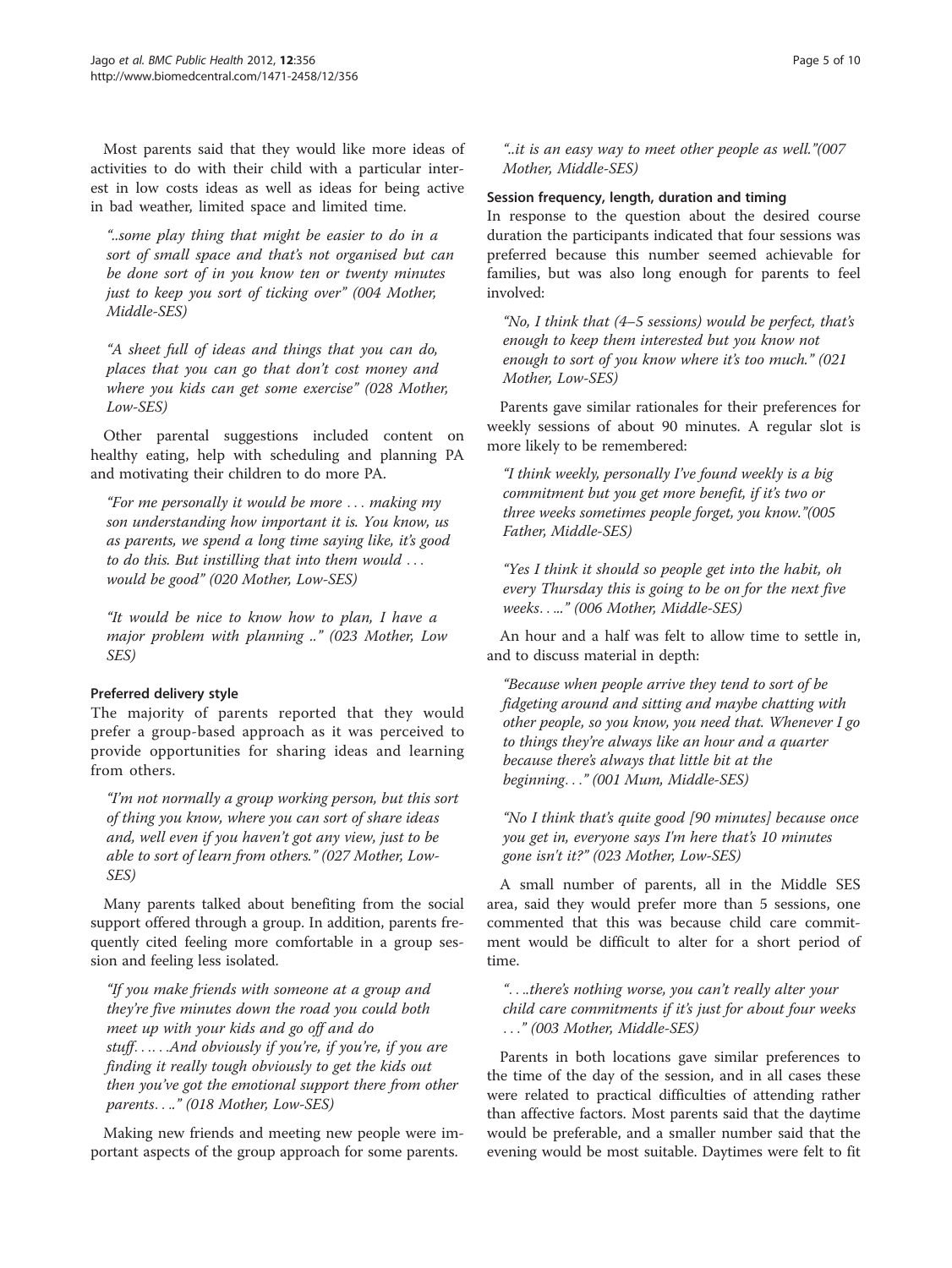Most parents said that they would like more ideas of activities to do with their child with a particular interest in low costs ideas as well as ideas for being active in bad weather, limited space and limited time.

> *"..some play thing that might be easier to do in a sort of small space and that's not organised but can be done sort of in you know ten or twenty minutes just to keep you sort of ticking over" (004 Mother, Middle-SES)*

> *"A sheet full of ideas and things that you can do, places that you can go that don't cost money and where you kids can get some exercise" (028 Mother, Low-SES)*

Other parental suggestions included content on healthy eating, help with scheduling and planning PA and motivating their children to do more PA.

> *"For me personally it would be more . . . making my son understanding how important it is. You know, us as parents, we spend a long time saying like, it's good to do this. But instilling that into them would . . . would be good" (020 Mother, Low-SES)*

> *"It would be nice to know how to plan, I have a major problem with planning .." (023 Mother, Low SES)*

### Preferred delivery style

The majority of parents reported that they would prefer a group-based approach as it was perceived to provide opportunities for sharing ideas and learning from others.

> *"I'm not normally a group working person, but this sort of thing you know, where you can sort of share ideas and, well even if you haven't got any view, just to be able to sort of learn from others." (027 Mother, Low-SES)*

Many parents talked about benefiting from the social support offered through a group. In addition, parents frequently cited feeling more comfortable in a group session and feeling less isolated.

> *"If you make friends with someone at a group and they're five minutes down the road you could both meet up with your kids and go off and do stuff. . .. . .And obviously if you're, if you're, if you are finding it really tough obviously to get the kids out then you've got the emotional support there from other parents. . .." (018 Mother, Low-SES)*

Making new friends and meeting new people were important aspects of the group approach for some parents.

> *"..it is an easy way to meet other people as well."(007 Mother, Middle-SES)*

### Session frequency, length, duration and timing

In response to the question about the desired course duration the participants indicated that four sessions was preferred because this number seemed achievable for families, but was also long enough for parents to feel involved:

> *"No, I think that (4–5 sessions) would be perfect, that's enough to keep them interested but you know not enough to sort of you know where it's too much." (021 Mother, Low-SES)*

Parents gave similar rationales for their preferences for weekly sessions of about 90 minutes. A regular slot is more likely to be remembered:

> *"I think weekly, personally I've found weekly is a big commitment but you get more benefit, if it's two or three weeks sometimes people forget, you know."(005 Father, Middle-SES)*

> *"Yes I think it should so people get into the habit, oh every Thursday this is going to be on for the next five weeks. . ..." (006 Mother, Middle-SES)*

An hour and a half was felt to allow time to settle in, and to discuss material in depth:

> *"Because when people arrive they tend to sort of be fidgeting around and sitting and maybe chatting with other people, so you know, you need that. Whenever I go to things they're always like an hour and a quarter because there's always that little bit at the beginning. . ." (001 Mum, Middle-SES)*

> *"No I think that's quite good [90 minutes] because once you get in, everyone says I'm here that's 10 minutes gone isn't it?" (023 Mother, Low-SES)*

A small number of parents, all in the Middle SES area, said they would prefer more than 5 sessions, one commented that this was because child care commitment would be difficult to alter for a short period of time.

> *". . ..there's nothing worse, you can't really alter your child care commitments if it's just for about four weeks . . ." (003 Mother, Middle-SES)*

Parents in both locations gave similar preferences to the time of the day of the session, and in all cases these were related to practical difficulties of attending rather than affective factors. Most parents said that the daytime would be preferable, and a smaller number said that the evening would be most suitable. Daytimes were felt to fit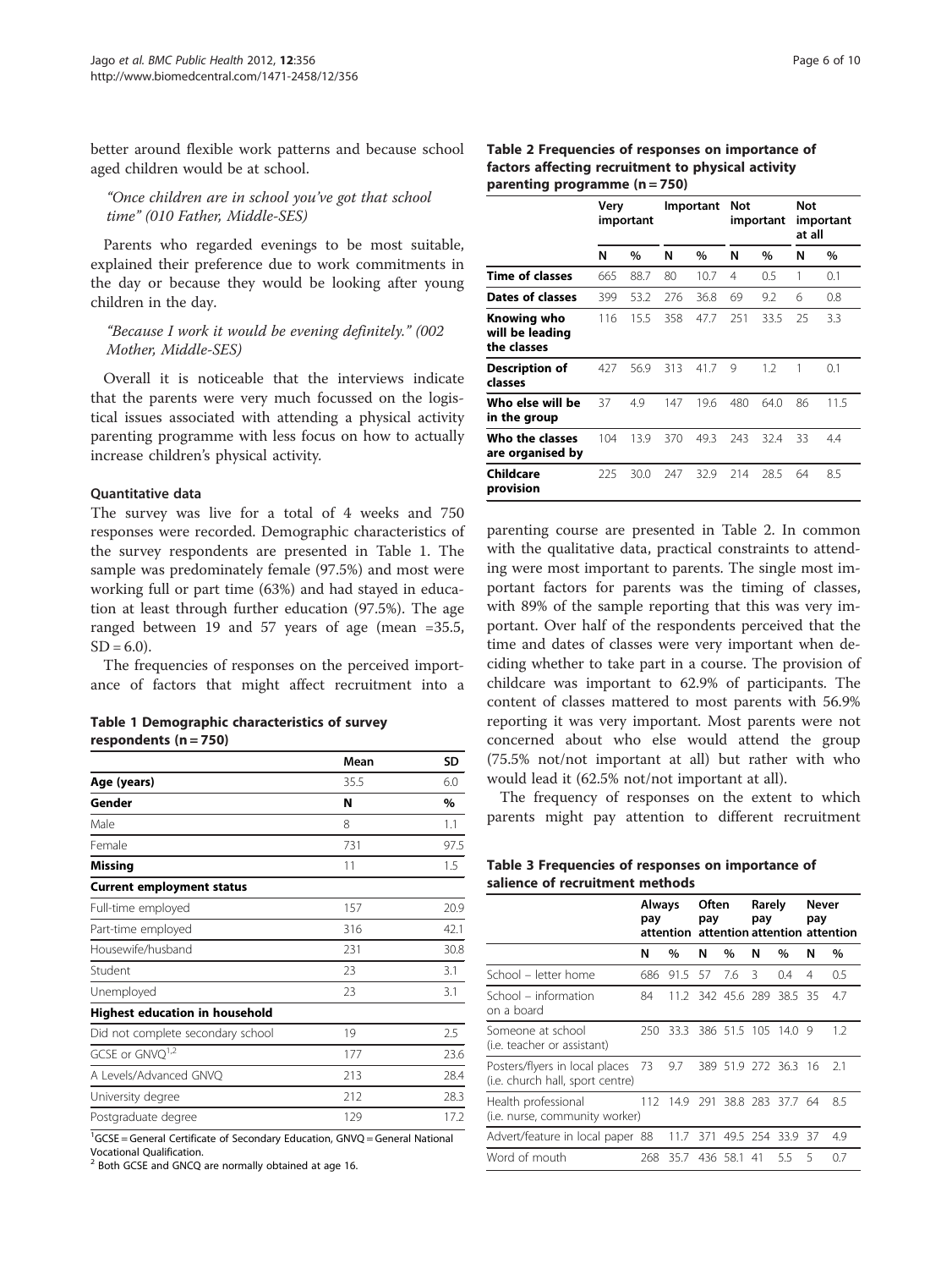better around flexible work patterns and because school aged children would be at school.

*"Once children are in school you've got that school time" (010 Father, Middle-SES)*

Parents who regarded evenings to be most suitable, explained their preference due to work commitments in the day or because they would be looking after young children in the day.

*"Because I work it would be evening definitely." (002 Mother, Middle-SES)*

Overall it is noticeable that the interviews indicate that the parents were very much focussed on the logistical issues associated with attending a physical activity parenting programme with less focus on how to actually increase children's physical activity.

#### Quantitative data

The survey was live for a total of 4 weeks and 750 responses were recorded. Demographic characteristics of the survey respondents are presented in Table 1. The sample was predominately female (97.5%) and most were working full or part time (63%) and had stayed in education at least through further education (97.5%). The age ranged between 19 and 57 years of age (mean =35.5, SD = 6.0).

The frequencies of responses on the perceived importance of factors that might affect recruitment into a parenting course are presented in Table 2. In common with the qualitative data, practical constraints to attending were most important to parents. The single most important factors for parents was the timing of classes, with 89% of the sample reporting that this was very important. Over half of the respondents perceived that the time and dates of classes were very important when deciding whether to take part in a course. The provision of childcare was important to 62.9% of participants. The content of classes mattered to most parents with 56.9% reporting it was very important. Most parents were not concerned about who else would attend the group (75.5% not/not important at all) but rather with who would lead it (62.5% not/not important at all).

The frequency of responses on the extent to which parents might pay attention to different recruitment

**Table 1 Demographic characteristics of survey respondents (n = 750)**

| | Mean | SD |
|---|---|---|
| **Age (years)** | 35.5 | 6.0 |
| **Gender** | **N** | **%** |
| Male | 8 | 1.1 |
| Female | 731 | 97.5 |
| **Missing** | 11 | 1.5 |
| **Current employment status** | | |
| Full-time employed | 157 | 20.9 |
| Part-time employed | 316 | 42.1 |
| Housewife/husband | 231 | 30.8 |
| Student | 23 | 3.1 |
| Unemployed | 23 | 3.1 |
| **Highest education in household** | | |
| Did not complete secondary school | 19 | 2.5 |
| GCSE or GNVQ[1,2] | 177 | 23.6 |
| A Levels/Advanced GNVQ | 213 | 28.4 |
| University degree | 212 | 28.3 |
| Postgraduate degree | 129 | 17.2 |

[1]GCSE = General Certificate of Secondary Education, GNVQ = General National Vocational Qualification.
[2] Both GCSE and GNCQ are normally obtained at age 16.

**Table 2 Frequencies of responses on importance of factors affecting recruitment to physical activity parenting programme (n = 750)**

| | Very important | | Important | | Not important | | Not important at all | |
|---|---|---|---|---|---|---|---|---|
| | N | % | N | % | N | % | N | % |
| **Time of classes** | 665 | 88.7 | 80 | 10.7 | 4 | 0.5 | 1 | 0.1 |
| **Dates of classes** | 399 | 53.2 | 276 | 36.8 | 69 | 9.2 | 6 | 0.8 |
| **Knowing who will be leading the classes** | 116 | 15.5 | 358 | 47.7 | 251 | 33.5 | 25 | 3.3 |
| **Description of classes** | 427 | 56.9 | 313 | 41.7 | 9 | 1.2 | 1 | 0.1 |
| **Who else will be in the group** | 37 | 4.9 | 147 | 19.6 | 480 | 64.0 | 86 | 11.5 |
| **Who the classes are organised by** | 104 | 13.9 | 370 | 49.3 | 243 | 32.4 | 33 | 4.4 |
| **Childcare provision** | 225 | 30.0 | 247 | 32.9 | 214 | 28.5 | 64 | 8.5 |

**Table 3 Frequencies of responses on importance of salience of recruitment methods**

| | Always pay attention | | Often pay attention | | Rarely pay attention | | Never pay attention | |
|---|---|---|---|---|---|---|---|---|
| | N | % | N | % | N | % | N | % |
| School – letter home | 686 | 91.5 | 57 | 7.6 | 3 | 0.4 | 4 | 0.5 |
| School – information on a board | 84 | 11.2 | 342 | 45.6 | 289 | 38.5 | 35 | 4.7 |
| Someone at school (i.e. teacher or assistant) | 250 | 33.3 | 386 | 51.5 | 105 | 14.0 | 9 | 1.2 |
| Posters/flyers in local places (i.e. church hall, sport centre) | 73 | 9.7 | 389 | 51.9 | 272 | 36.3 | 16 | 2.1 |
| Health professional (i.e. nurse, community worker) | 112 | 14.9 | 291 | 38.8 | 283 | 37.7 | 64 | 8.5 |
| Advert/feature in local paper | 88 | 11.7 | 371 | 49.5 | 254 | 33.9 | 37 | 4.9 |
| Word of mouth | 268 | 35.7 | 436 | 58.1 | 41 | 5.5 | 5 | 0.7 |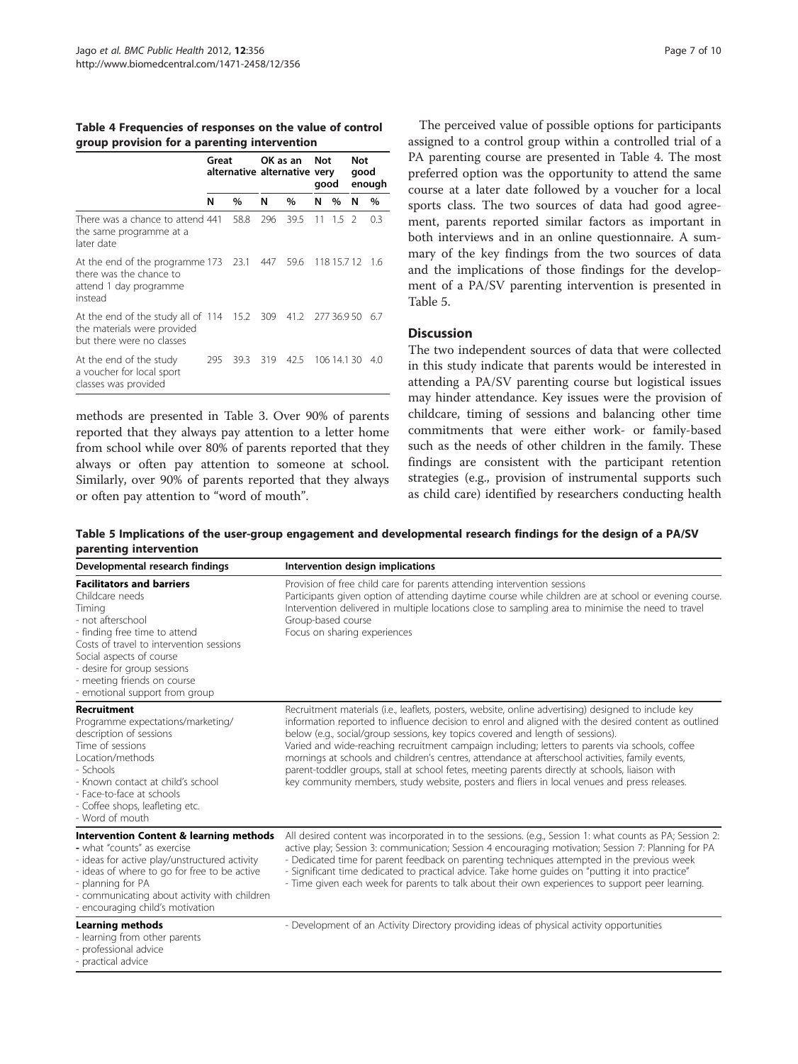**Table 4 Frequencies of responses on the value of control group provision for a parenting intervention**

| | Great alternative | | OK as an alternative | | Not very good | | Not good enough | |
|---|---|---|---|---|---|---|---|---|
| | N | % | N | % | N | % | N | % |
| There was a chance to attend the same programme at a later date | 441 | 58.8 | 296 | 39.5 | 11 | 1.5 | 2 | 0.3 |
| At the end of the programme there was the chance to attend 1 day programme instead | 173 | 23.1 | 447 | 59.6 | 118 | 15.7 | 12 | 1.6 |
| At the end of the study all of the materials were provided but there were no classes | 114 | 15.2 | 309 | 41.2 | 277 | 36.9 | 50 | 6.7 |
| At the end of the study a voucher for local sport classes was provided | 295 | 39.3 | 319 | 42.5 | 106 | 14.1 | 30 | 4.0 |

methods are presented in Table 3. Over 90% of parents reported that they always pay attention to a letter home from school while over 80% of parents reported that they always or often pay attention to someone at school. Similarly, over 90% of parents reported that they always or often pay attention to "word of mouth".

The perceived value of possible options for participants assigned to a control group within a controlled trial of a PA parenting course are presented in Table 4. The most preferred option was the opportunity to attend the same course at a later date followed by a voucher for a local sports class. The two sources of data had good agreement, parents reported similar factors as important in both interviews and in an online questionnaire. A summary of the key findings from the two sources of data and the implications of those findings for the development of a PA/SV parenting intervention is presented in Table 5.

## Discussion

The two independent sources of data that were collected in this study indicate that parents would be interested in attending a PA/SV parenting course but logistical issues may hinder attendance. Key issues were the provision of childcare, timing of sessions and balancing other time commitments that were either work- or family-based such as the needs of other children in the family. These findings are consistent with the participant retention strategies (e.g., provision of instrumental supports such as child care) identified by researchers conducting health

**Table 5 Implications of the user-group engagement and developmental research findings for the design of a PA/SV parenting intervention**

| Developmental research findings | Intervention design implications |
|---|---|
| **Facilitators and barriers**<br>Childcare needs<br>Timing<br>- not afterschool<br>- finding free time to attend<br>Costs of travel to intervention sessions<br>Social aspects of course<br>- desire for group sessions<br>- meeting friends on course<br>- emotional support from group | Provision of free child care for parents attending intervention sessions<br>Participants given option of attending daytime course while children are at school or evening course.<br>Intervention delivered in multiple locations close to sampling area to minimise the need to travel<br>Group-based course<br>Focus on sharing experiences |
| **Recruitment**<br>Programme expectations/marketing/ description of sessions<br>Time of sessions<br>Location/methods<br>- Schools<br>- Known contact at child's school<br>- Face-to-face at schools<br>- Coffee shops, leafleting etc.<br>- Word of mouth | Recruitment materials (i.e., leaflets, posters, website, online advertising) designed to include key information reported to influence decision to enrol and aligned with the desired content as outlined below (e.g., social/group sessions, key topics covered and length of sessions).<br>Varied and wide-reaching recruitment campaign including; letters to parents via schools, coffee mornings at schools and children's centres, attendance at afterschool activities, family events, parent-toddler groups, stall at school fetes, meeting parents directly at schools, liaison with key community members, study website, posters and fliers in local venues and press releases. |
| **Intervention Content & learning methods**<br>- what "counts" as exercise<br>- ideas for active play/unstructured activity<br>- ideas of where to go for free to be active<br>- planning for PA<br>- communicating about activity with children<br>- encouraging child's motivation | All desired content was incorporated in to the sessions. (e.g., Session 1: what counts as PA; Session 2: active play; Session 3: communication; Session 4 encouraging motivation; Session 7: Planning for PA<br>- Dedicated time for parent feedback on parenting techniques attempted in the previous week<br>- Significant time dedicated to practical advice. Take home guides on "putting it into practice"<br>- Time given each week for parents to talk about their own experiences to support peer learning. |
| **Learning methods**<br>- learning from other parents<br>- professional advice<br>- practical advice | - Development of an Activity Directory providing ideas of physical activity opportunities |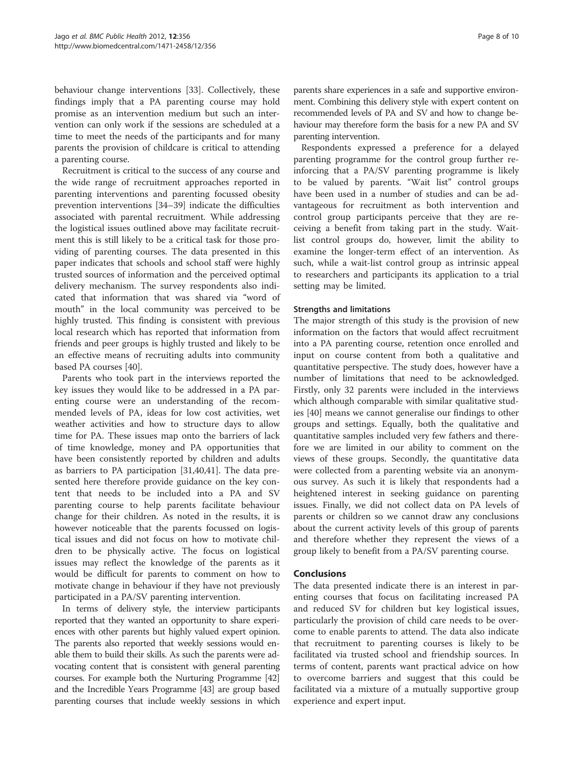behaviour change interventions [33]. Collectively, these findings imply that a PA parenting course may hold promise as an intervention medium but such an intervention can only work if the sessions are scheduled at a time to meet the needs of the participants and for many parents the provision of childcare is critical to attending a parenting course.

Recruitment is critical to the success of any course and the wide range of recruitment approaches reported in parenting interventions and parenting focussed obesity prevention interventions [34–39] indicate the difficulties associated with parental recruitment. While addressing the logistical issues outlined above may facilitate recruitment this is still likely to be a critical task for those providing of parenting courses. The data presented in this paper indicates that schools and school staff were highly trusted sources of information and the perceived optimal delivery mechanism. The survey respondents also indicated that information that was shared via "word of mouth" in the local community was perceived to be highly trusted. This finding is consistent with previous local research which has reported that information from friends and peer groups is highly trusted and likely to be an effective means of recruiting adults into community based PA courses [40].

Parents who took part in the interviews reported the key issues they would like to be addressed in a PA parenting course were an understanding of the recommended levels of PA, ideas for low cost activities, wet weather activities and how to structure days to allow time for PA. These issues map onto the barriers of lack of time knowledge, money and PA opportunities that have been consistently reported by children and adults as barriers to PA participation [31,40,41]. The data presented here therefore provide guidance on the key content that needs to be included into a PA and SV parenting course to help parents facilitate behaviour change for their children. As noted in the results, it is however noticeable that the parents focussed on logistical issues and did not focus on how to motivate children to be physically active. The focus on logistical issues may reflect the knowledge of the parents as it would be difficult for parents to comment on how to motivate change in behaviour if they have not previously participated in a PA/SV parenting intervention.

In terms of delivery style, the interview participants reported that they wanted an opportunity to share experiences with other parents but highly valued expert opinion. The parents also reported that weekly sessions would enable them to build their skills. As such the parents were advocating content that is consistent with general parenting courses. For example both the Nurturing Programme [42] and the Incredible Years Programme [43] are group based parenting courses that include weekly sessions in which parents share experiences in a safe and supportive environment. Combining this delivery style with expert content on recommended levels of PA and SV and how to change behaviour may therefore form the basis for a new PA and SV parenting intervention.

Respondents expressed a preference for a delayed parenting programme for the control group further reinforcing that a PA/SV parenting programme is likely to be valued by parents. "Wait list" control groups have been used in a number of studies and can be advantageous for recruitment as both intervention and control group participants perceive that they are receiving a benefit from taking part in the study. Wait-list control groups do, however, limit the ability to examine the longer-term effect of an intervention. As such, while a wait-list control group as intrinsic appeal to researchers and participants its application to a trial setting may be limited.

### Strengths and limitations

The major strength of this study is the provision of new information on the factors that would affect recruitment into a PA parenting course, retention once enrolled and input on course content from both a qualitative and quantitative perspective. The study does, however have a number of limitations that need to be acknowledged. Firstly, only 32 parents were included in the interviews which although comparable with similar qualitative studies [40] means we cannot generalise our findings to other groups and settings. Equally, both the qualitative and quantitative samples included very few fathers and therefore we are limited in our ability to comment on the views of these groups. Secondly, the quantitative data were collected from a parenting website via an anonymous survey. As such it is likely that respondents had a heightened interest in seeking guidance on parenting issues. Finally, we did not collect data on PA levels of parents or children so we cannot draw any conclusions about the current activity levels of this group of parents and therefore whether they represent the views of a group likely to benefit from a PA/SV parenting course.

## Conclusions

The data presented indicate there is an interest in parenting courses that focus on facilitating increased PA and reduced SV for children but key logistical issues, particularly the provision of child care needs to be overcome to enable parents to attend. The data also indicate that recruitment to parenting courses is likely to be facilitated via trusted school and friendship sources. In terms of content, parents want practical advice on how to overcome barriers and suggest that this could be facilitated via a mixture of a mutually supportive group experience and expert input.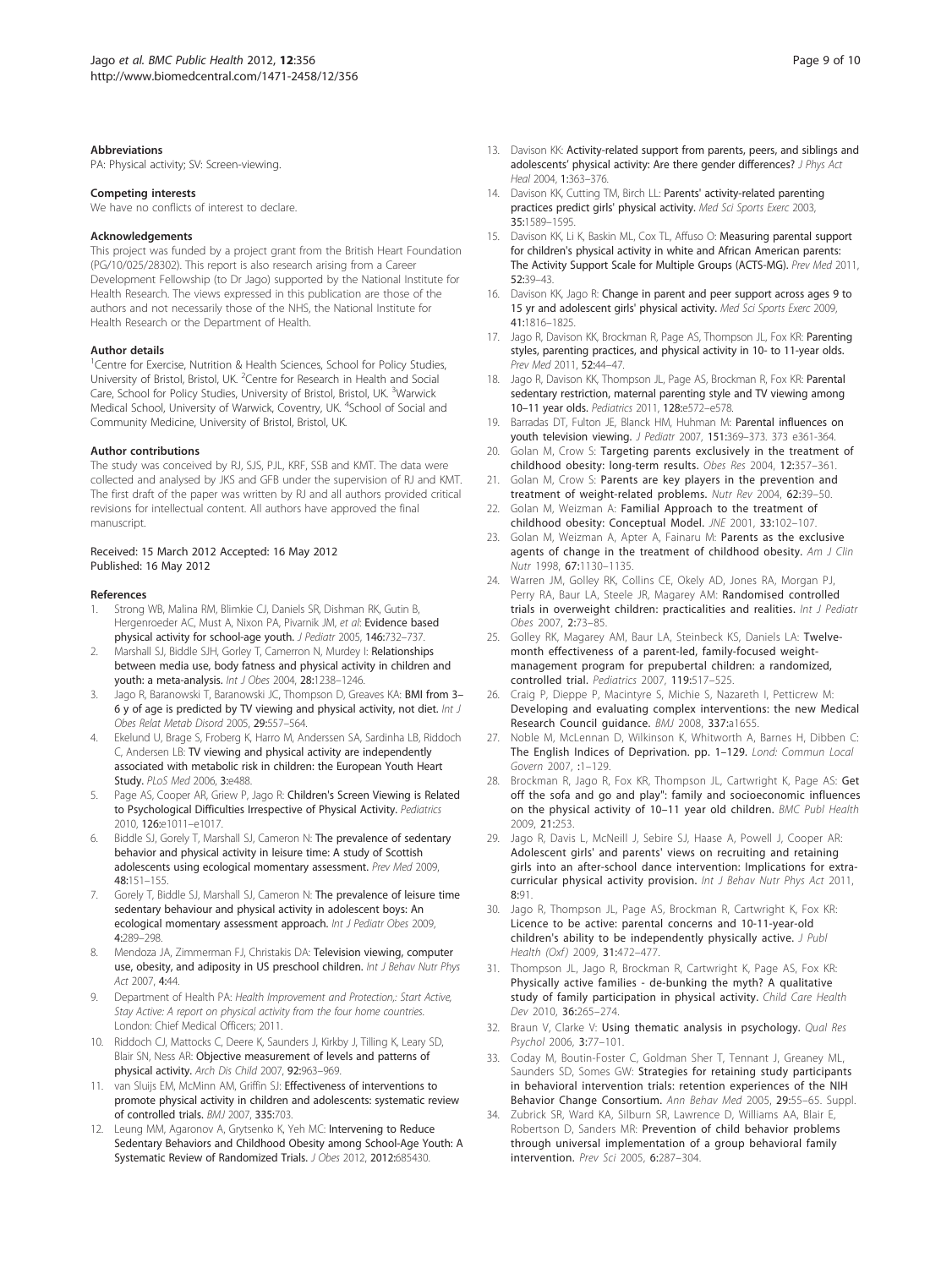### Abbreviations

PA: Physical activity; SV: Screen-viewing.

### Competing interests

We have no conflicts of interest to declare.

### Acknowledgements

This project was funded by a project grant from the British Heart Foundation (PG/10/025/28302). This report is also research arising from a Career Development Fellowship (to Dr Jago) supported by the National Institute for Health Research. The views expressed in this publication are those of the authors and not necessarily those of the NHS, the National Institute for Health Research or the Department of Health.

### Author details

[1]Centre for Exercise, Nutrition & Health Sciences, School for Policy Studies, University of Bristol, Bristol, UK. [2]Centre for Research in Health and Social Care, School for Policy Studies, University of Bristol, Bristol, UK. [3]Warwick Medical School, University of Warwick, Coventry, UK. [4]School of Social and Community Medicine, University of Bristol, Bristol, UK.

### Author contributions

The study was conceived by RJ, SJS, PJL, KRF, SSB and KMT. The data were collected and analysed by JKS and GFB under the supervision of RJ and KMT. The first draft of the paper was written by RJ and all authors provided critical revisions for intellectual content. All authors have approved the final manuscript.

Received: 15 March 2012 Accepted: 16 May 2012
Published: 16 May 2012

### References

1. Strong WB, Malina RM, Blimkie CJ, Daniels SR, Dishman RK, Gutin B, Hergenroeder AC, Must A, Nixon PA, Pivarnik JM, *et al*: **Evidence based physical activity for school-age youth.** *J Pediatr* 2005, **146**:732–737.
2. Marshall SJ, Biddle SJH, Gorley T, Camerron N, Murdey I: **Relationships between media use, body fatness and physical activity in children and youth: a meta-analysis.** *Int J Obes* 2004, **28**:1238–1246.
3. Jago R, Baranowski T, Baranowski JC, Thompson D, Greaves KA: **BMI from 3–6 y of age is predicted by TV viewing and physical activity, not diet.** *Int J Obes Relat Metab Disord* 2005, **29**:557–564.
4. Ekelund U, Brage S, Froberg K, Harro M, Anderssen SA, Sardinha LB, Riddoch C, Andersen LB: **TV viewing and physical activity are independently associated with metabolic risk in children: the European Youth Heart Study.** *PLoS Med* 2006, **3**:e488.
5. Page AS, Cooper AR, Griew P, Jago R: **Children's Screen Viewing is Related to Psychological Difficulties Irrespective of Physical Activity.** *Pediatrics* 2010, **126**:e1011–e1017.
6. Biddle SJ, Gorely T, Marshall SJ, Cameron N: **The prevalence of sedentary behavior and physical activity in leisure time: A study of Scottish adolescents using ecological momentary assessment.** *Prev Med* 2009, **48**:151–155.
7. Gorely T, Biddle SJ, Marshall SJ, Cameron N: **The prevalence of leisure time sedentary behaviour and physical activity in adolescent boys: An ecological momentary assessment approach.** *Int J Pediatr Obes* 2009, **4**:289–298.
8. Mendoza JA, Zimmerman FJ, Christakis DA: **Television viewing, computer use, obesity, and adiposity in US preschool children.** *Int J Behav Nutr Phys Act* 2007, **4**:44.
9. Department of Health PA: *Health Improvement and Protection,: Start Active, Stay Active: A report on physical activity from the four home countries.* London: Chief Medical Officers; 2011.
10. Riddoch CJ, Mattocks C, Deere K, Saunders J, Kirkby J, Tilling K, Leary SD, Blair SN, Ness AR: **Objective measurement of levels and patterns of physical activity.** *Arch Dis Child* 2007, **92**:963–969.
11. van Sluijs EM, McMinn AM, Griffin SJ: **Effectiveness of interventions to promote physical activity in children and adolescents: systematic review of controlled trials.** *BMJ* 2007, **335**:703.
12. Leung MM, Agaronov A, Grytsenko K, Yeh MC: **Intervening to Reduce Sedentary Behaviors and Childhood Obesity among School-Age Youth: A Systematic Review of Randomized Trials.** *J Obes* 2012, **2012**:685430.
13. Davison KK: **Activity-related support from parents, peers, and siblings and adolescents' physical activity: Are there gender differences?** *J Phys Act Heal* 2004, **1**:363–376.
14. Davison KK, Cutting TM, Birch LL: **Parents' activity-related parenting practices predict girls' physical activity.** *Med Sci Sports Exerc* 2003, **35**:1589–1595.
15. Davison KK, Li K, Baskin ML, Cox TL, Affuso O: **Measuring parental support for children's physical activity in white and African American parents: The Activity Support Scale for Multiple Groups (ACTS-MG).** *Prev Med* 2011, **52**:39–43.
16. Davison KK, Jago R: **Change in parent and peer support across ages 9 to 15 yr and adolescent girls' physical activity.** *Med Sci Sports Exerc* 2009, **41**:1816–1825.
17. Jago R, Davison KK, Brockman R, Page AS, Thompson JL, Fox KR: **Parenting styles, parenting practices, and physical activity in 10- to 11-year olds.** *Prev Med* 2011, **52**:44–47.
18. Jago R, Davison KK, Thompson JL, Page AS, Brockman R, Fox KR: **Parental sedentary restriction, maternal parenting style and TV viewing among 10–11 year olds.** *Pediatrics* 2011, **128**:e572–e578.
19. Barradas DT, Fulton JE, Blanck HM, Huhman M: **Parental influences on youth television viewing.** *J Pediatr* 2007, **151**:369–373. 373 e361-364.
20. Golan M, Crow S: **Targeting parents exclusively in the treatment of childhood obesity: long-term results.** *Obes Res* 2004, **12**:357–361.
21. Golan M, Crow S: **Parents are key players in the prevention and treatment of weight-related problems.** *Nutr Rev* 2004, **62**:39–50.
22. Golan M, Weizman A: **Familial Approach to the treatment of childhood obesity: Conceptual Model.** *JNE* 2001, **33**:102–107.
23. Golan M, Weizman A, Apter A, Fainaru M: **Parents as the exclusive agents of change in the treatment of childhood obesity.** *Am J Clin Nutr* 1998, **67**:1130–1135.
24. Warren JM, Golley RK, Collins CE, Okely AD, Jones RA, Morgan PJ, Perry RA, Baur LA, Steele JR, Magarey AM: **Randomised controlled trials in overweight children: practicalities and realities.** *Int J Pediatr Obes* 2007, **2**:73–85.
25. Golley RK, Magarey AM, Baur LA, Steinbeck KS, Daniels LA: **Twelve-month effectiveness of a parent-led, family-focused weight-management program for prepubertal children: a randomized, controlled trial.** *Pediatrics* 2007, **119**:517–525.
26. Craig P, Dieppe P, Macintyre S, Michie S, Nazareth I, Petticrew M: **Developing and evaluating complex interventions: the new Medical Research Council guidance.** *BMJ* 2008, **337**:a1655.
27. Noble M, McLennan D, Wilkinson K, Whitworth A, Barnes H, Dibben C: **The English Indices of Deprivation. pp. 1–129.** *Lond: Commun Local Govern* 2007, :1–129.
28. Brockman R, Jago R, Fox KR, Thompson JL, Cartwright K, Page AS: **Get off the sofa and go and play": family and socioeconomic influences on the physical activity of 10–11 year old children.** *BMC Publ Health* 2009, **21**:253.
29. Jago R, Davis L, McNeill J, Sebire SJ, Haase A, Powell J, Cooper AR: **Adolescent girls' and parents' views on recruiting and retaining girls into an after-school dance intervention: Implications for extra-curricular physical activity provision.** *Int J Behav Nutr Phys Act* 2011, **8**:91.
30. Jago R, Thompson JL, Page AS, Brockman R, Cartwright K, Fox KR: **Licence to be active: parental concerns and 10-11-year-old children's ability to be independently physically active.** *J Publ Health (Oxf)* 2009, **31**:472–477.
31. Thompson JL, Jago R, Brockman R, Cartwright K, Page AS, Fox KR: **Physically active families - de-bunking the myth? A qualitative study of family participation in physical activity.** *Child Care Health Dev* 2010, **36**:265–274.
32. Braun V, Clarke V: **Using thematic analysis in psychology.** *Qual Res Psychol* 2006, **3**:77–101.
33. Coday M, Boutin-Foster C, Goldman Sher T, Tennant J, Greaney ML, Saunders SD, Somes GW: **Strategies for retaining study participants in behavioral intervention trials: retention experiences of the NIH Behavior Change Consortium.** *Ann Behav Med* 2005, **29**:55–65. Suppl.
34. Zubrick SR, Ward KA, Silburn SR, Lawrence D, Williams AA, Blair E, Robertson D, Sanders MR: **Prevention of child behavior problems through universal implementation of a group behavioral family intervention.** *Prev Sci* 2005, **6**:287–304.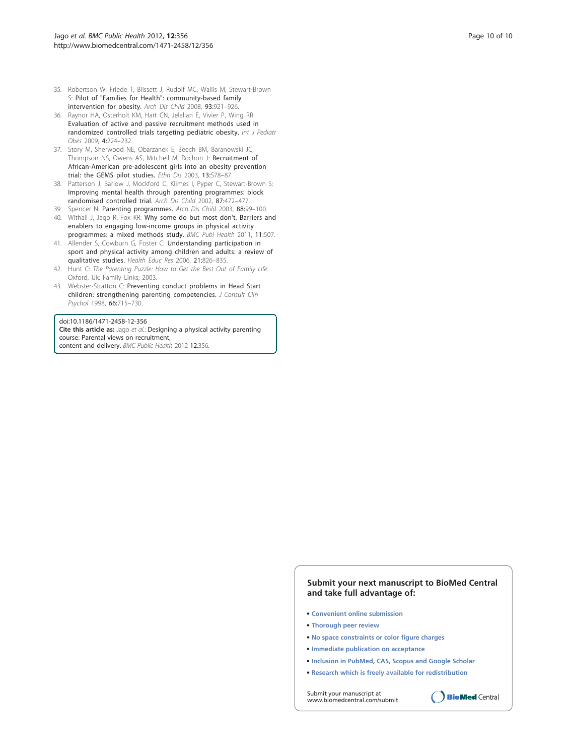35. Robertson W, Friede T, Blissett J, Rudolf MC, Wallis M, Stewart-Brown S: **Pilot of "Families for Health": community-based family intervention for obesity.** *Arch Dis Child* 2008, **93**:921–926.
36. Raynor HA, Osterholt KM, Hart CN, Jelalian E, Vivier P, Wing RR: **Evaluation of active and passive recruitment methods used in randomized controlled trials targeting pediatric obesity.** *Int J Pediatr Obes* 2009, **4**:224–232.
37. Story M, Sherwood NE, Obarzanek E, Beech BM, Baranowski JC, Thompson NS, Owens AS, Mitchell M, Rochon J: **Recruitment of African-American pre-adolescent girls into an obesity prevention trial: the GEMS pilot studies.** *Ethn Dis* 2003, **13**:S78–87.
38. Patterson J, Barlow J, Mockford C, Klimes I, Pyper C, Stewart-Brown S: **Improving mental health through parenting programmes: block randomised controlled trial.** *Arch Dis Child* 2002, **87**:472–477.
39. Spencer N: **Parenting programmes.** *Arch Dis Child* 2003, **88**:99–100.
40. Withall J, Jago R, Fox KR: **Why some do but most don't. Barriers and enablers to engaging low-income groups in physical activity programmes: a mixed methods study.** *BMC Publ Health* 2011, **11**:507.
41. Allender S, Cowburn G, Foster C: **Understanding participation in sport and physical activity among children and adults: a review of qualitative studies.** *Health Educ Res* 2006, **21**:826–835.
42. Hunt C: *The Parenting Puzzle: How to Get the Best Out of Family Life.* Oxford, Uk: Family Links; 2003.
43. Webster-Stratton C: **Preventing conduct problems in Head Start children: strengthening parenting competencies.** *J Consult Clin Psychol* 1998, **66**:715–730.

doi:10.1186/1471-2458-12-356

**Cite this article as:** Jago *et al.*: Designing a physical activity parenting course: Parental views on recruitment, content and delivery. *BMC Public Health* 2012 **12**:356.

**Submit your next manuscript to BioMed Central and take full advantage of:**

- **Convenient online submission**
- **Thorough peer review**
- **No space constraints or color figure charges**
- **Immediate publication on acceptance**
- **Inclusion in PubMed, CAS, Scopus and Google Scholar**
- **Research which is freely available for redistribution**

Submit your manuscript at www.biomedcentral.com/submit

BioMed Central